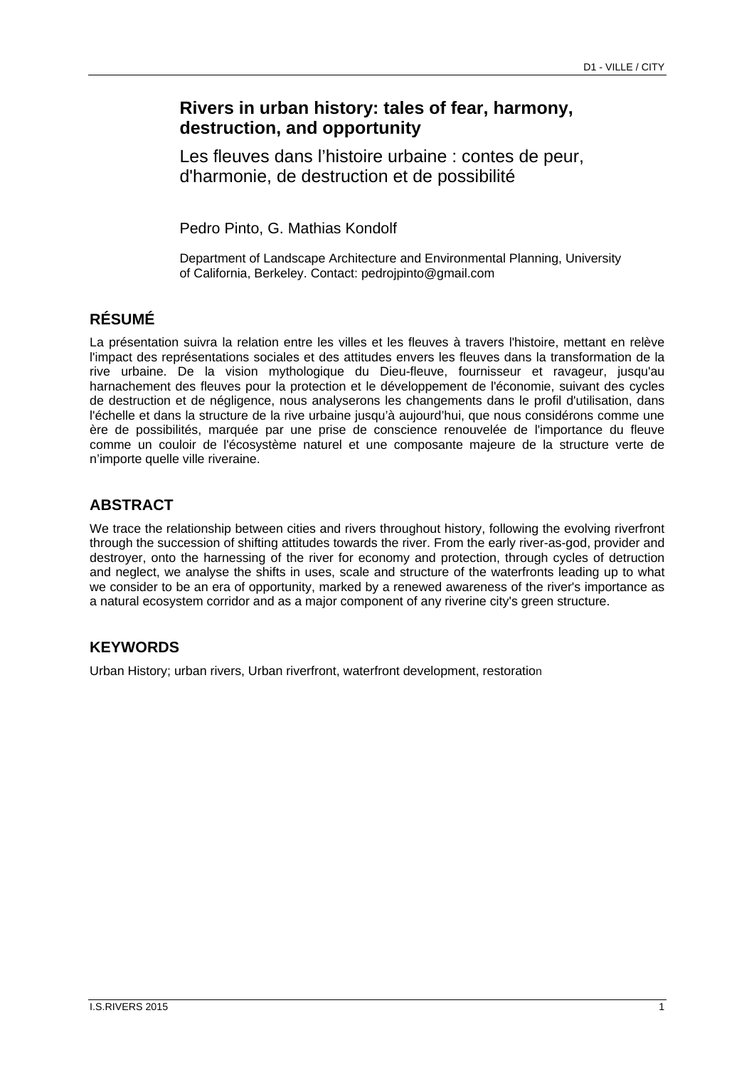# Rivers in urban history: tales of fear, harmony, destruction, and opportunity

## Les fleuves dans l'histoire urbaine : contes de peur, d'harmonie, de destruction et de possibilité

Pedro Pinto, G. Mathias Kondolf

Department of Landscape Architecture and Environmental Planning, University of California, Berkeley. Contact: pedrojpinto@gmail.com

## RÉSUMÉ

La présentation suivra la relation entre les villes et les fleuves à travers l'histoire, mettant en relève l'impact des représentations sociales et des attitudes envers les fleuves dans la transformation de la rive urbaine. De la vision mythologique du Dieu-fleuve, fournisseur et ravageur, jusqu'au harnachement des fleuves pour la protection et le développement de l'économie, suivant des cycles de destruction et de négligence, nous analyserons les changements dans le profil d'utilisation, dans l'échelle et dans la structure de la rive urbaine jusqu'à aujourd'hui, que nous considérons comme une ère de possibilités, marquée par une prise de conscience renouvelée de l'importance du fleuve comme un couloir de l'écosystème naturel et une composante majeure de la structure verte de n'importe quelle ville riveraine.

## ABSTRACT

We trace the relationship between cities and rivers throughout history, following the evolving riverfront through the succession of shifting attitudes towards the river. From the early river-as-god, provider and destroyer, onto the harnessing of the river for economy and protection, through cycles of detruction and neglect, we analyse the shifts in uses, scale and structure of the waterfronts leading up to what we consider to be an era of opportunity, marked by a renewed awareness of the river's importance as a natural ecosystem corridor and as a major component of any riverine city's green structure.

## KEYWORDS

Urban History; urban rivers, Urban riverfront, waterfront development, restoration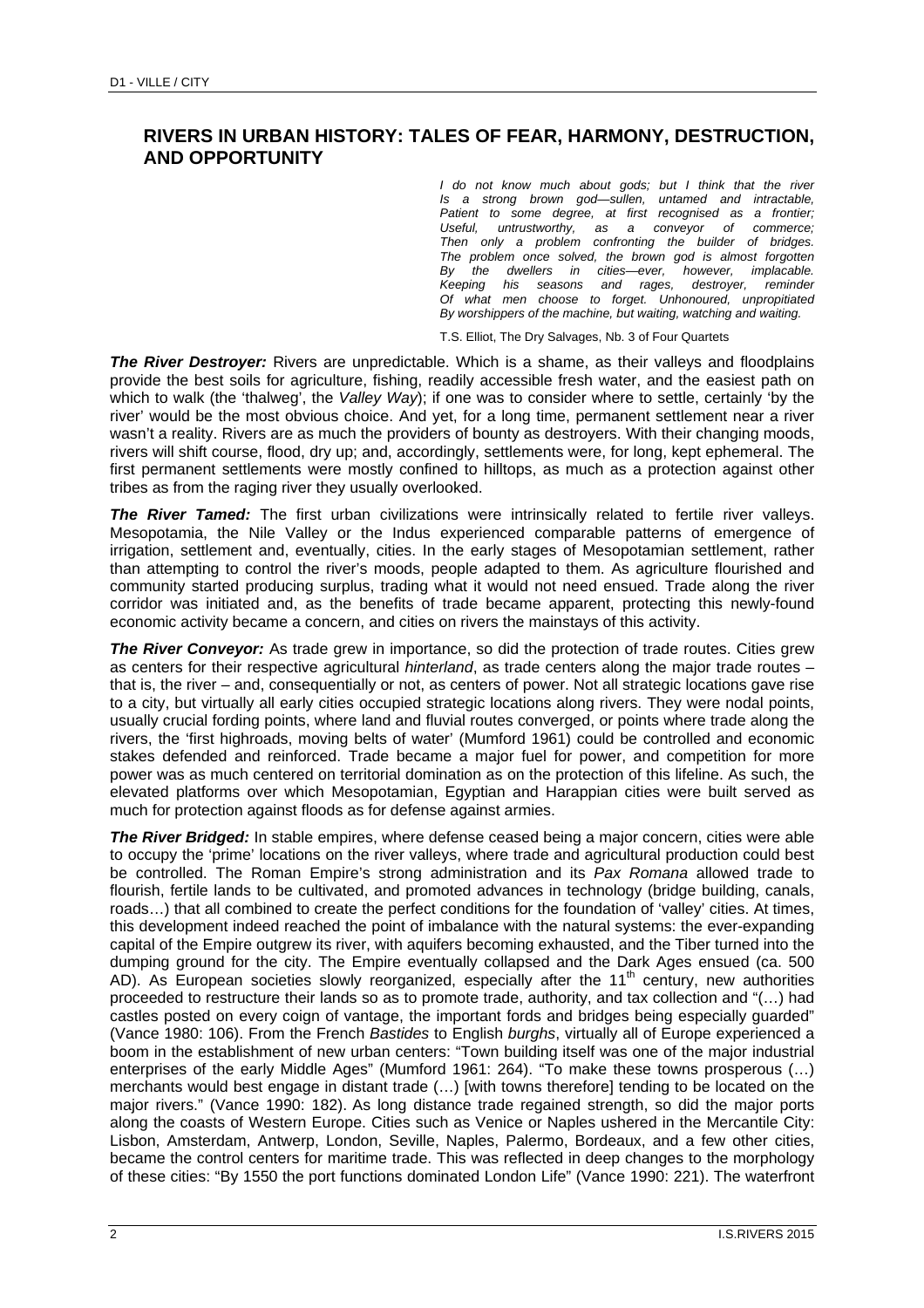## RIVERS IN URBAN HISTORY: TALES OF FEAR, HARMONY, DESTRUCTION, AND OPPORTUNITY

*I do not know much about gods; but I think that the river*
*Is a strong brown god—sullen, untamed and intractable,*
*Patient to some degree, at first recognised as a frontier;*
*Useful, untrustworthy, as a conveyor of commerce;*
*Then only a problem confronting the builder of bridges.*
*The problem once solved, the brown god is almost forgotten*
*By the dwellers in cities—ever, however, implacable.*
*Keeping his seasons and rages, destroyer, reminder*
*Of what men choose to forget. Unhonoured, unpropitiated*
*By worshippers of the machine, but waiting, watching and waiting.*

T.S. Elliot, The Dry Salvages, Nb. 3 of Four Quartets

***The River Destroyer:*** Rivers are unpredictable. Which is a shame, as their valleys and floodplains provide the best soils for agriculture, fishing, readily accessible fresh water, and the easiest path on which to walk (the 'thalweg', the *Valley Way*); if one was to consider where to settle, certainly 'by the river' would be the most obvious choice. And yet, for a long time, permanent settlement near a river wasn't a reality. Rivers are as much the providers of bounty as destroyers. With their changing moods, rivers will shift course, flood, dry up; and, accordingly, settlements were, for long, kept ephemeral. The first permanent settlements were mostly confined to hilltops, as much as a protection against other tribes as from the raging river they usually overlooked.

***The River Tamed:*** The first urban civilizations were intrinsically related to fertile river valleys. Mesopotamia, the Nile Valley or the Indus experienced comparable patterns of emergence of irrigation, settlement and, eventually, cities. In the early stages of Mesopotamian settlement, rather than attempting to control the river's moods, people adapted to them. As agriculture flourished and community started producing surplus, trading what it would not need ensued. Trade along the river corridor was initiated and, as the benefits of trade became apparent, protecting this newly-found economic activity became a concern, and cities on rivers the mainstays of this activity.

***The River Conveyor:*** As trade grew in importance, so did the protection of trade routes. Cities grew as centers for their respective agricultural *hinterland*, as trade centers along the major trade routes – that is, the river – and, consequentially or not, as centers of power. Not all strategic locations gave rise to a city, but virtually all early cities occupied strategic locations along rivers. They were nodal points, usually crucial fording points, where land and fluvial routes converged, or points where trade along the rivers, the 'first highroads, moving belts of water' (Mumford 1961) could be controlled and economic stakes defended and reinforced. Trade became a major fuel for power, and competition for more power was as much centered on territorial domination as on the protection of this lifeline. As such, the elevated platforms over which Mesopotamian, Egyptian and Harappian cities were built served as much for protection against floods as for defense against armies.

***The River Bridged:*** In stable empires, where defense ceased being a major concern, cities were able to occupy the 'prime' locations on the river valleys, where trade and agricultural production could best be controlled. The Roman Empire's strong administration and its *Pax Romana* allowed trade to flourish, fertile lands to be cultivated, and promoted advances in technology (bridge building, canals, roads…) that all combined to create the perfect conditions for the foundation of 'valley' cities. At times, this development indeed reached the point of imbalance with the natural systems: the ever-expanding capital of the Empire outgrew its river, with aquifers becoming exhausted, and the Tiber turned into the dumping ground for the city. The Empire eventually collapsed and the Dark Ages ensued (ca. 500 AD). As European societies slowly reorganized, especially after the 11th century, new authorities proceeded to restructure their lands so as to promote trade, authority, and tax collection and "(…) had castles posted on every coign of vantage, the important fords and bridges being especially guarded" (Vance 1980: 106). From the French *Bastides* to English *burghs*, virtually all of Europe experienced a boom in the establishment of new urban centers: "Town building itself was one of the major industrial enterprises of the early Middle Ages" (Mumford 1961: 264). "To make these towns prosperous (…) merchants would best engage in distant trade (…) [with towns therefore] tending to be located on the major rivers." (Vance 1990: 182). As long distance trade regained strength, so did the major ports along the coasts of Western Europe. Cities such as Venice or Naples ushered in the Mercantile City: Lisbon, Amsterdam, Antwerp, London, Seville, Naples, Palermo, Bordeaux, and a few other cities, became the control centers for maritime trade. This was reflected in deep changes to the morphology of these cities: "By 1550 the port functions dominated London Life" (Vance 1990: 221). The waterfront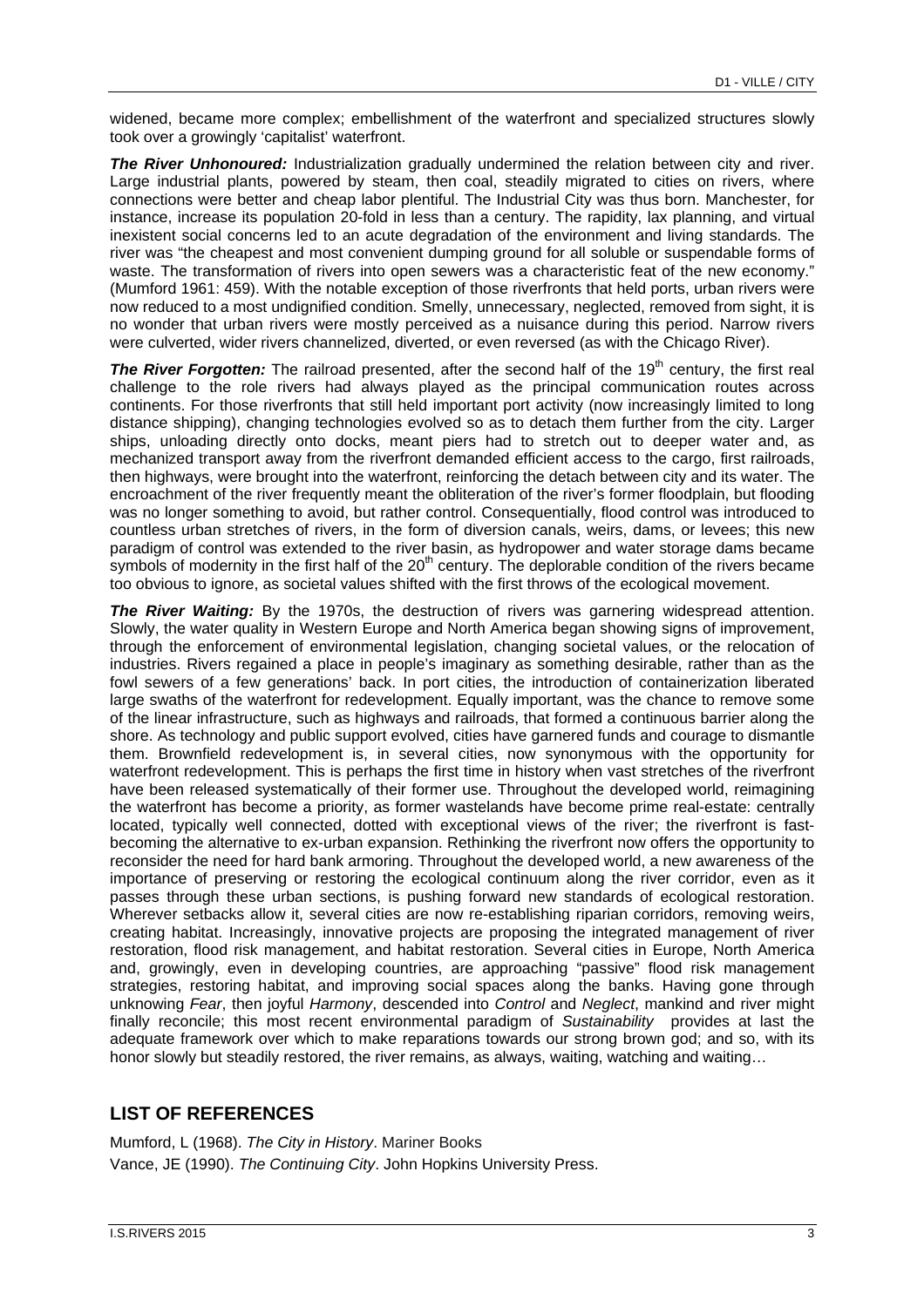widened, became more complex; embellishment of the waterfront and specialized structures slowly took over a growingly 'capitalist' waterfront.

***The River Unhonoured:*** Industrialization gradually undermined the relation between city and river. Large industrial plants, powered by steam, then coal, steadily migrated to cities on rivers, where connections were better and cheap labor plentiful. The Industrial City was thus born. Manchester, for instance, increase its population 20-fold in less than a century. The rapidity, lax planning, and virtual inexistent social concerns led to an acute degradation of the environment and living standards. The river was "the cheapest and most convenient dumping ground for all soluble or suspendable forms of waste. The transformation of rivers into open sewers was a characteristic feat of the new economy." (Mumford 1961: 459). With the notable exception of those riverfronts that held ports, urban rivers were now reduced to a most undignified condition. Smelly, unnecessary, neglected, removed from sight, it is no wonder that urban rivers were mostly perceived as a nuisance during this period. Narrow rivers were culverted, wider rivers channelized, diverted, or even reversed (as with the Chicago River).

***The River Forgotten:*** The railroad presented, after the second half of the 19th century, the first real challenge to the role rivers had always played as the principal communication routes across continents. For those riverfronts that still held important port activity (now increasingly limited to long distance shipping), changing technologies evolved so as to detach them further from the city. Larger ships, unloading directly onto docks, meant piers had to stretch out to deeper water and, as mechanized transport away from the riverfront demanded efficient access to the cargo, first railroads, then highways, were brought into the waterfront, reinforcing the detach between city and its water. The encroachment of the river frequently meant the obliteration of the river's former floodplain, but flooding was no longer something to avoid, but rather control. Consequentially, flood control was introduced to countless urban stretches of rivers, in the form of diversion canals, weirs, dams, or levees; this new paradigm of control was extended to the river basin, as hydropower and water storage dams became symbols of modernity in the first half of the 20th century. The deplorable condition of the rivers became too obvious to ignore, as societal values shifted with the first throws of the ecological movement.

***The River Waiting:*** By the 1970s, the destruction of rivers was garnering widespread attention. Slowly, the water quality in Western Europe and North America began showing signs of improvement, through the enforcement of environmental legislation, changing societal values, or the relocation of industries. Rivers regained a place in people's imaginary as something desirable, rather than as the fowl sewers of a few generations' back. In port cities, the introduction of containerization liberated large swaths of the waterfront for redevelopment. Equally important, was the chance to remove some of the linear infrastructure, such as highways and railroads, that formed a continuous barrier along the shore. As technology and public support evolved, cities have garnered funds and courage to dismantle them. Brownfield redevelopment is, in several cities, now synonymous with the opportunity for waterfront redevelopment. This is perhaps the first time in history when vast stretches of the riverfront have been released systematically of their former use. Throughout the developed world, reimagining the waterfront has become a priority, as former wastelands have become prime real-estate: centrally located, typically well connected, dotted with exceptional views of the river; the riverfront is fast-becoming the alternative to ex-urban expansion. Rethinking the riverfront now offers the opportunity to reconsider the need for hard bank armoring. Throughout the developed world, a new awareness of the importance of preserving or restoring the ecological continuum along the river corridor, even as it passes through these urban sections, is pushing forward new standards of ecological restoration. Wherever setbacks allow it, several cities are now re-establishing riparian corridors, removing weirs, creating habitat. Increasingly, innovative projects are proposing the integrated management of river restoration, flood risk management, and habitat restoration. Several cities in Europe, North America and, growingly, even in developing countries, are approaching "passive" flood risk management strategies, restoring habitat, and improving social spaces along the banks. Having gone through unknowing *Fear*, then joyful *Harmony*, descended into *Control* and *Neglect*, mankind and river might finally reconcile; this most recent environmental paradigm of *Sustainability* provides at last the adequate framework over which to make reparations towards our strong brown god; and so, with its honor slowly but steadily restored, the river remains, as always, waiting, watching and waiting…

## LIST OF REFERENCES

Mumford, L (1968). *The City in History*. Mariner Books

Vance, JE (1990). *The Continuing City*. John Hopkins University Press.